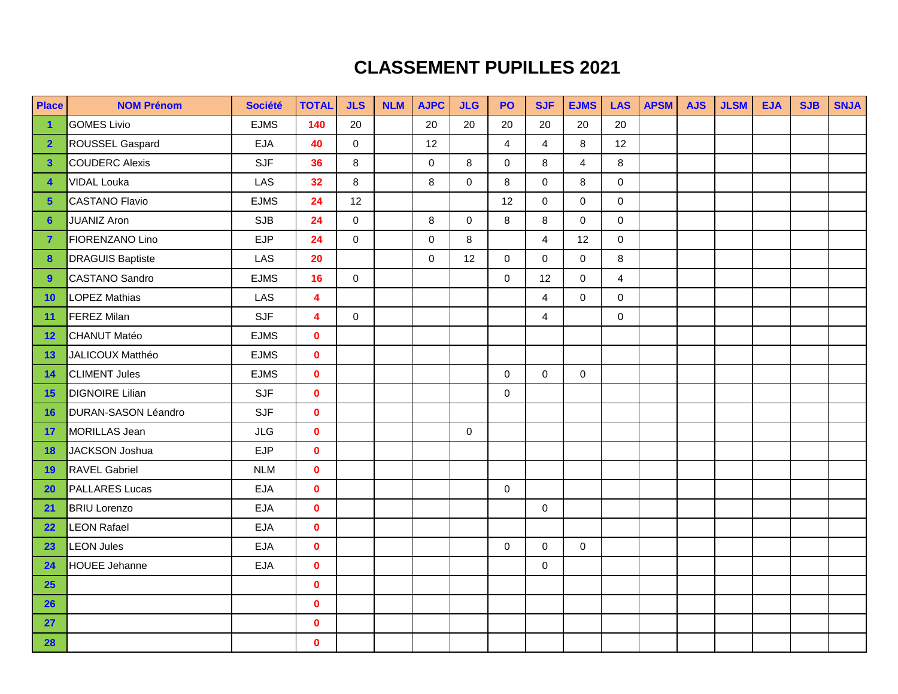# CLASSEMENT PUPILLES 2021

| Place | NOM Prénom | Société | TOTAL | JLS | NLM | AJPC | JLG | PO | SJF | EJMS | LAS | APSM | AJS | JLSM | EJA | SJB | SNJA |
|---|---|---|---|---|---|---|---|---|---|---|---|---|---|---|---|---|---|
| 1 | GOMES Livio | EJMS | 140 | 20 | | 20 | 20 | 20 | 20 | 20 | 20 | | | | | | |
| 2 | ROUSSEL Gaspard | EJA | 40 | 0 | | 12 | | 4 | 4 | 8 | 12 | | | | | | |
| 3 | COUDERC Alexis | SJF | 36 | 8 | | 0 | 8 | 0 | 8 | 4 | 8 | | | | | | |
| 4 | VIDAL Louka | LAS | 32 | 8 | | 8 | 0 | 8 | 0 | 8 | 0 | | | | | | |
| 5 | CASTANO Flavio | EJMS | 24 | 12 | | | | 12 | 0 | 0 | 0 | | | | | | |
| 6 | JUANIZ Aron | SJB | 24 | 0 | | 8 | 0 | 8 | 8 | 0 | 0 | | | | | | |
| 7 | FIORENZANO Lino | EJP | 24 | 0 | | 0 | 8 | | 4 | 12 | 0 | | | | | | |
| 8 | DRAGUIS Baptiste | LAS | 20 | | | 0 | 12 | 0 | 0 | 0 | 8 | | | | | | |
| 9 | CASTANO Sandro | EJMS | 16 | 0 | | | | 0 | 12 | 0 | 4 | | | | | | |
| 10 | LOPEZ Mathias | LAS | 4 | | | | | | 4 | 0 | 0 | | | | | | |
| 11 | FEREZ Milan | SJF | 4 | 0 | | | | | 4 | | 0 | | | | | | |
| 12 | CHANUT Matéo | EJMS | 0 | | | | | | | | | | | | | | |
| 13 | JALICOUX Matthéo | EJMS | 0 | | | | | | | | | | | | | | |
| 14 | CLIMENT Jules | EJMS | 0 | | | | | 0 | 0 | 0 | | | | | | | |
| 15 | DIGNOIRE Lilian | SJF | 0 | | | | | 0 | | | | | | | | | |
| 16 | DURAN-SASON Léandro | SJF | 0 | | | | | | | | | | | | | | |
| 17 | MORILLAS Jean | JLG | 0 | | | | 0 | | | | | | | | | | |
| 18 | JACKSON Joshua | EJP | 0 | | | | | | | | | | | | | | |
| 19 | RAVEL Gabriel | NLM | 0 | | | | | | | | | | | | | | |
| 20 | PALLARES Lucas | EJA | 0 | | | | | 0 | | | | | | | | | |
| 21 | BRIU Lorenzo | EJA | 0 | | | | | | 0 | | | | | | | | |
| 22 | LEON Rafael | EJA | 0 | | | | | | | | | | | | | | |
| 23 | LEON Jules | EJA | 0 | | | | | 0 | 0 | 0 | | | | | | | |
| 24 | HOUEE Jehanne | EJA | 0 | | | | | | 0 | | | | | | | | |
| 25 | | | 0 | | | | | | | | | | | | | | |
| 26 | | | 0 | | | | | | | | | | | | | | |
| 27 | | | 0 | | | | | | | | | | | | | | |
| 28 | | | 0 | | | | | | | | | | | | | | |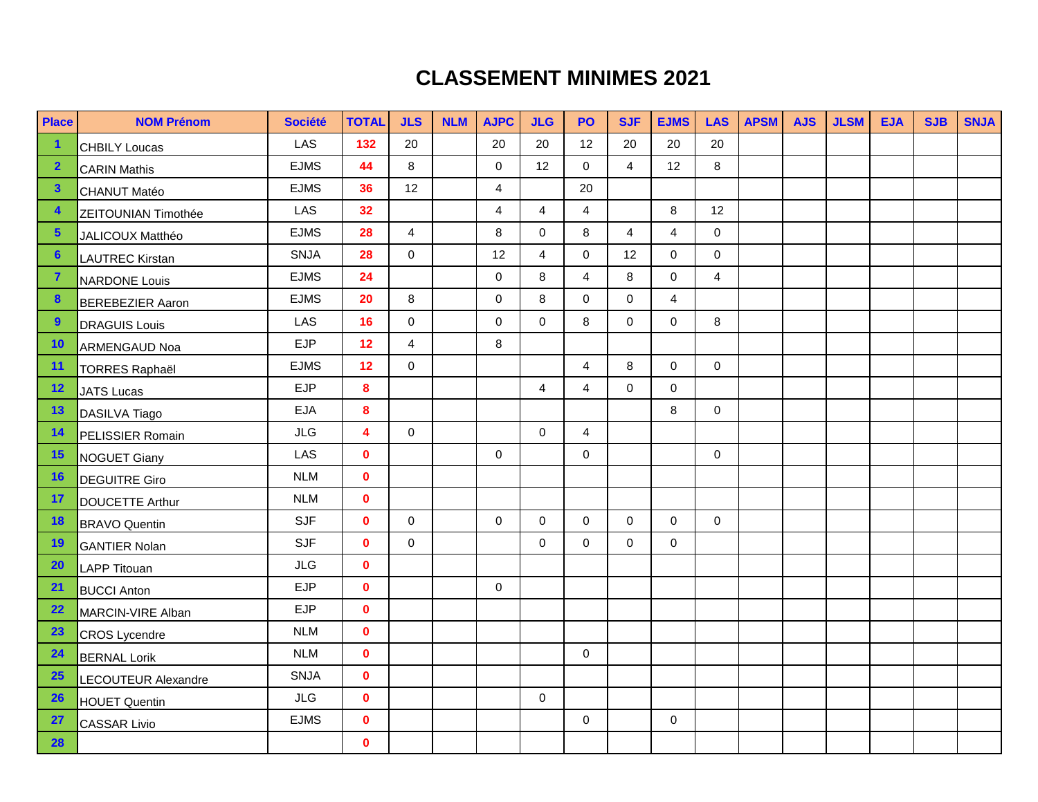# CLASSEMENT MINIMES 2021

| Place | NOM Prénom | Société | TOTAL | JLS | NLM | AJPC | JLG | PO | SJF | EJMS | LAS | APSM | AJS | JLSM | EJA | SJB | SNJA |
|---|---|---|---|---|---|---|---|---|---|---|---|---|---|---|---|---|---|
| 1 | CHBILY Loucas | LAS | 132 | 20 | | 20 | 20 | 12 | 20 | 20 | 20 | | | | | | |
| 2 | CARIN Mathis | EJMS | 44 | 8 | | 0 | 12 | 0 | 4 | 12 | 8 | | | | | | |
| 3 | CHANUT Matéo | EJMS | 36 | 12 | | 4 | | 20 | | | | | | | | | |
| 4 | ZEITOUNIAN Timothée | LAS | 32 | | | 4 | 4 | 4 | | 8 | 12 | | | | | | |
| 5 | JALICOUX Matthéo | EJMS | 28 | 4 | | 8 | 0 | 8 | 4 | 4 | 0 | | | | | | |
| 6 | LAUTREC Kirstan | SNJA | 28 | 0 | | 12 | 4 | 0 | 12 | 0 | 0 | | | | | | |
| 7 | NARDONE Louis | EJMS | 24 | | | 0 | 8 | 4 | 8 | 0 | 4 | | | | | | |
| 8 | BEREBEZIER Aaron | EJMS | 20 | 8 | | 0 | 8 | 0 | 0 | 4 | | | | | | | |
| 9 | DRAGUIS Louis | LAS | 16 | 0 | | 0 | 0 | 8 | 0 | 0 | 8 | | | | | | |
| 10 | ARMENGAUD Noa | EJP | 12 | 4 | | 8 | | | | | | | | | | | |
| 11 | TORRES Raphaël | EJMS | 12 | 0 | | | | 4 | 8 | 0 | 0 | | | | | | |
| 12 | JATS Lucas | EJP | 8 | | | | 4 | 4 | 0 | 0 | | | | | | | |
| 13 | DASILVA Tiago | EJA | 8 | | | | | | | 8 | 0 | | | | | | |
| 14 | PELISSIER Romain | JLG | 4 | 0 | | | 0 | 4 | | | | | | | | | |
| 15 | NOGUET Giany | LAS | 0 | | | 0 | | 0 | | | 0 | | | | | | |
| 16 | DEGUITRE Giro | NLM | 0 | | | | | | | | | | | | | | |
| 17 | DOUCETTE Arthur | NLM | 0 | | | | | | | | | | | | | | |
| 18 | BRAVO Quentin | SJF | 0 | 0 | | 0 | 0 | 0 | 0 | 0 | 0 | | | | | | |
| 19 | GANTIER Nolan | SJF | 0 | 0 | | | 0 | 0 | 0 | 0 | | | | | | | |
| 20 | LAPP Titouan | JLG | 0 | | | | | | | | | | | | | | |
| 21 | BUCCI Anton | EJP | 0 | | | 0 | | | | | | | | | | | |
| 22 | MARCIN-VIRE Alban | EJP | 0 | | | | | | | | | | | | | | |
| 23 | CROS Lycendre | NLM | 0 | | | | | | | | | | | | | | |
| 24 | BERNAL Lorik | NLM | 0 | | | | | 0 | | | | | | | | | |
| 25 | LECOUTEUR Alexandre | SNJA | 0 | | | | | | | | | | | | | | |
| 26 | HOUET Quentin | JLG | 0 | | | | 0 | | | | | | | | | | |
| 27 | CASSAR Livio | EJMS | 0 | | | | | 0 | | 0 | | | | | | | |
| 28 | | | 0 | | | | | | | | | | | | | | |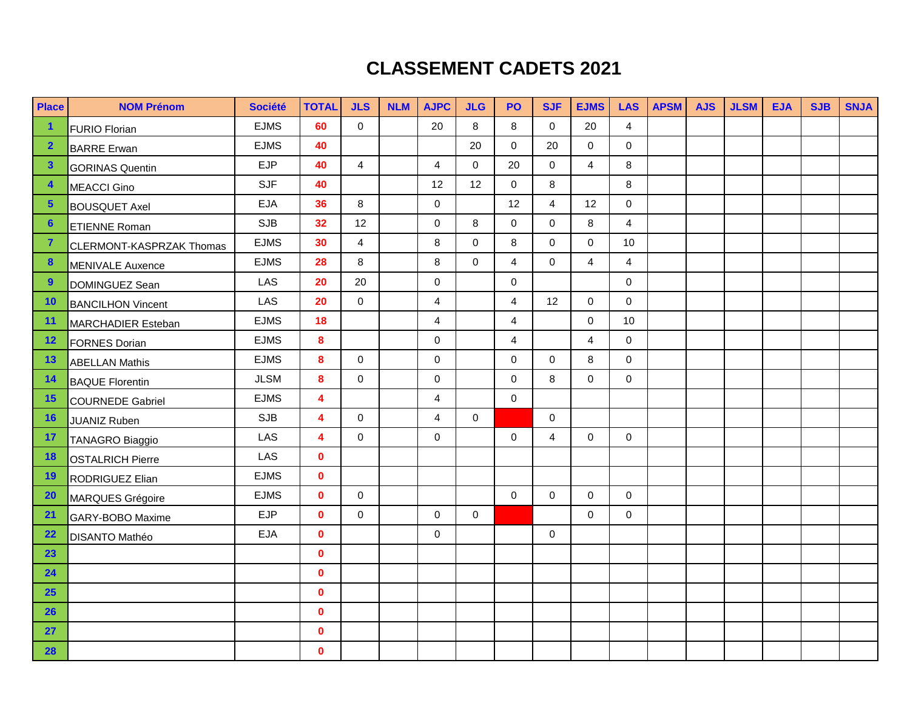# CLASSEMENT CADETS 2021

| Place | NOM Prénom | Société | TOTAL | JLS | NLM | AJPC | JLG | PO | SJF | EJMS | LAS | APSM | AJS | JLSM | EJA | SJB | SNJA |
|---|---|---|---|---|---|---|---|---|---|---|---|---|---|---|---|---|---|
| 1 | FURIO Florian | EJMS | 60 | 0 | | 20 | 8 | 8 | 0 | 20 | 4 | | | | | | |
| 2 | BARRE Erwan | EJMS | 40 | | | | 20 | 0 | 20 | 0 | 0 | | | | | | |
| 3 | GORINAS Quentin | EJP | 40 | 4 | | 4 | 0 | 20 | 0 | 4 | 8 | | | | | | |
| 4 | MEACCI Gino | SJF | 40 | | | 12 | 12 | 0 | 8 | | 8 | | | | | | |
| 5 | BOUSQUET Axel | EJA | 36 | 8 | | 0 | | 12 | 4 | 12 | 0 | | | | | | |
| 6 | ETIENNE Roman | SJB | 32 | 12 | | 0 | 8 | 0 | 0 | 8 | 4 | | | | | | |
| 7 | CLERMONT-KASPRZAK Thomas | EJMS | 30 | 4 | | 8 | 0 | 8 | 0 | 0 | 10 | | | | | | |
| 8 | MENIVALE Auxence | EJMS | 28 | 8 | | 8 | 0 | 4 | 0 | 4 | 4 | | | | | | |
| 9 | DOMINGUEZ Sean | LAS | 20 | 20 | | 0 | | 0 | | | 0 | | | | | | |
| 10 | BANCILHON Vincent | LAS | 20 | 0 | | 4 | | 4 | 12 | 0 | 0 | | | | | | |
| 11 | MARCHADIER Esteban | EJMS | 18 | | | 4 | | 4 | | 0 | 10 | | | | | | |
| 12 | FORNES Dorian | EJMS | 8 | | | 0 | | 4 | | 4 | 0 | | | | | | |
| 13 | ABELLAN Mathis | EJMS | 8 | 0 | | 0 | | 0 | 0 | 8 | 0 | | | | | | |
| 14 | BAQUE Florentin | JLSM | 8 | 0 | | 0 | | 0 | 8 | 0 | 0 | | | | | | |
| 15 | COURNEDE Gabriel | EJMS | 4 | | | 4 | | 0 | | | | | | | | | |
| 16 | JUANIZ Ruben | SJB | 4 | 0 | | 4 | 0 | | 0 | | | | | | | | |
| 17 | TANAGRO Biaggio | LAS | 4 | 0 | | 0 | | 0 | 4 | 0 | 0 | | | | | | |
| 18 | OSTALRICH Pierre | LAS | 0 | | | | | | | | | | | | | | |
| 19 | RODRIGUEZ Elian | EJMS | 0 | | | | | | | | | | | | | | |
| 20 | MARQUES Grégoire | EJMS | 0 | 0 | | | | 0 | 0 | 0 | 0 | | | | | | |
| 21 | GARY-BOBO Maxime | EJP | 0 | 0 | | 0 | 0 | | | 0 | 0 | | | | | | |
| 22 | DISANTO Mathéo | EJA | 0 | | | 0 | | | 0 | | | | | | | | |
| 23 | | | 0 | | | | | | | | | | | | | | |
| 24 | | | 0 | | | | | | | | | | | | | | |
| 25 | | | 0 | | | | | | | | | | | | | | |
| 26 | | | 0 | | | | | | | | | | | | | | |
| 27 | | | 0 | | | | | | | | | | | | | | |
| 28 | | | 0 | | | | | | | | | | | | | | |